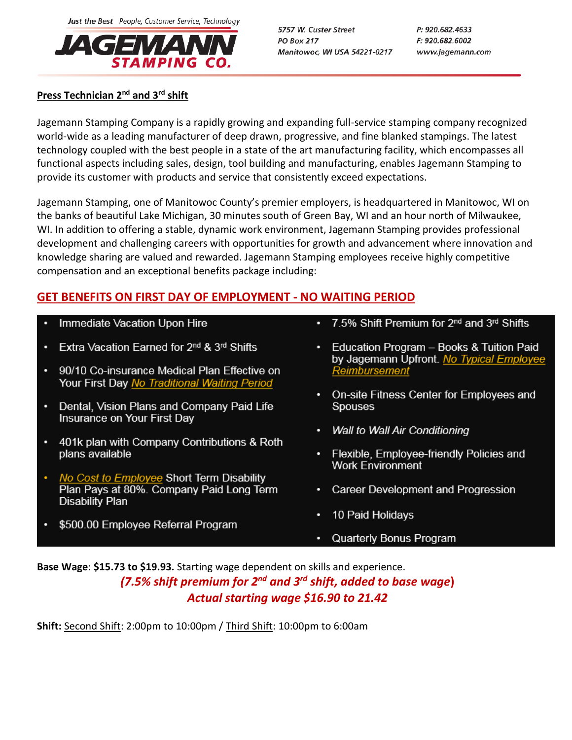Just the Best People, Customer Service, Technology

**JAGEMANN STAMPING CO.**

5757 W. Custer Street
PO Box 217
Manitowoc, WI USA 54221-0217

P: 920.682.4633
F: 920.682.6002
www.jagemann.com

## Press Technician 2nd and 3rd shift

Jagemann Stamping Company is a rapidly growing and expanding full-service stamping company recognized world-wide as a leading manufacturer of deep drawn, progressive, and fine blanked stampings. The latest technology coupled with the best people in a state of the art manufacturing facility, which encompasses all functional aspects including sales, design, tool building and manufacturing, enables Jagemann Stamping to provide its customer with products and service that consistently exceed expectations.

Jagemann Stamping, one of Manitowoc County's premier employers, is headquartered in Manitowoc, WI on the banks of beautiful Lake Michigan, 30 minutes south of Green Bay, WI and an hour north of Milwaukee, WI. In addition to offering a stable, dynamic work environment, Jagemann Stamping provides professional development and challenging careers with opportunities for growth and advancement where innovation and knowledge sharing are valued and rewarded. Jagemann Stamping employees receive highly competitive compensation and an exceptional benefits package including:

**GET BENEFITS ON FIRST DAY OF EMPLOYMENT - NO WAITING PERIOD**

- Immediate Vacation Upon Hire
- Extra Vacation Earned for 2nd & 3rd Shifts
- 90/10 Co-insurance Medical Plan Effective on Your First Day *No Traditional Waiting Period*
- Dental, Vision Plans and Company Paid Life Insurance on Your First Day
- 401k plan with Company Contributions & Roth plans available
- *No Cost to Employee* Short Term Disability Plan Pays at 80%. Company Paid Long Term Disability Plan
- $500.00 Employee Referral Program
- 7.5% Shift Premium for 2nd and 3rd Shifts
- Education Program – Books & Tuition Paid by Jagemann Upfront. *No Typical Employee Reimbursement*
- On-site Fitness Center for Employees and Spouses
- *Wall to Wall Air Conditioning*
- Flexible, Employee-friendly Policies and Work Environment
- Career Development and Progression
- 10 Paid Holidays
- Quarterly Bonus Program

**Base Wage**: **$15.73 to $19.93.** Starting wage dependent on skills and experience.

***(7.5% shift premium for 2nd and 3rd shift, added to base wage)***
***Actual starting wage $16.90 to 21.42***

**Shift:** Second Shift: 2:00pm to 10:00pm / Third Shift: 10:00pm to 6:00am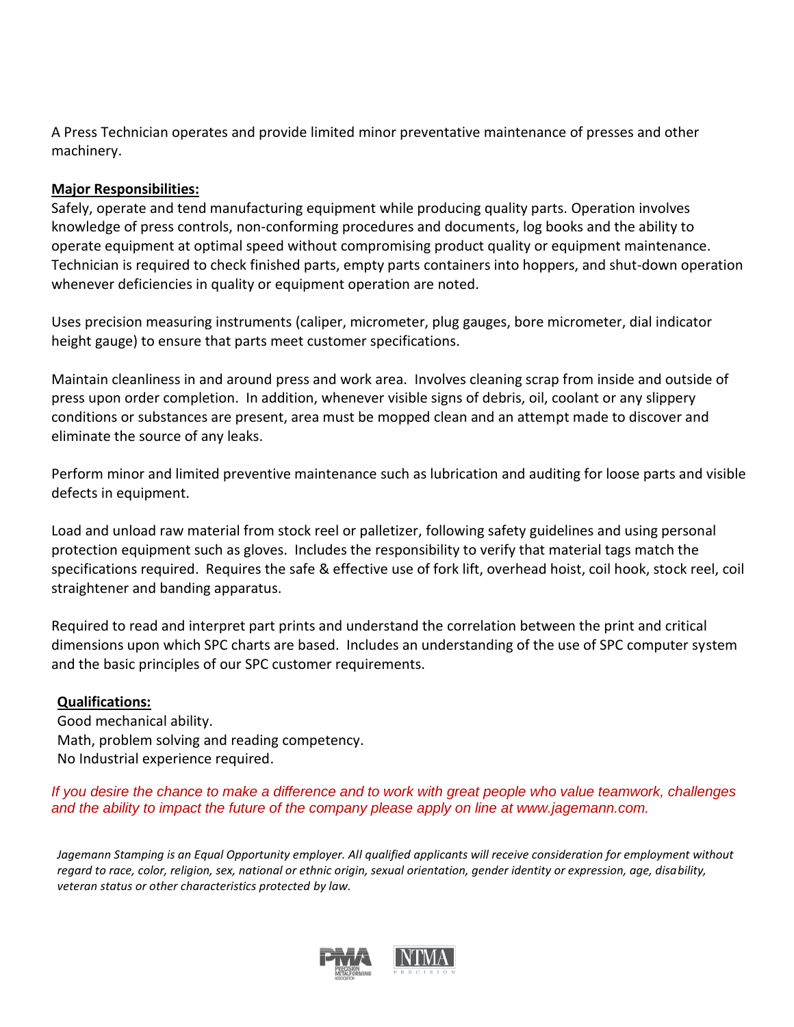A Press Technician operates and provide limited minor preventative maintenance of presses and other machinery.

**Major Responsibilities:**

Safely, operate and tend manufacturing equipment while producing quality parts. Operation involves knowledge of press controls, non-conforming procedures and documents, log books and the ability to operate equipment at optimal speed without compromising product quality or equipment maintenance. Technician is required to check finished parts, empty parts containers into hoppers, and shut-down operation whenever deficiencies in quality or equipment operation are noted.

Uses precision measuring instruments (caliper, micrometer, plug gauges, bore micrometer, dial indicator height gauge) to ensure that parts meet customer specifications.

Maintain cleanliness in and around press and work area. Involves cleaning scrap from inside and outside of press upon order completion. In addition, whenever visible signs of debris, oil, coolant or any slippery conditions or substances are present, area must be mopped clean and an attempt made to discover and eliminate the source of any leaks.

Perform minor and limited preventive maintenance such as lubrication and auditing for loose parts and visible defects in equipment.

Load and unload raw material from stock reel or palletizer, following safety guidelines and using personal protection equipment such as gloves. Includes the responsibility to verify that material tags match the specifications required. Requires the safe & effective use of fork lift, overhead hoist, coil hook, stock reel, coil straightener and banding apparatus.

Required to read and interpret part prints and understand the correlation between the print and critical dimensions upon which SPC charts are based. Includes an understanding of the use of SPC computer system and the basic principles of our SPC customer requirements.

**Qualifications:**

Good mechanical ability.
Math, problem solving and reading competency.
No Industrial experience required.

*If you desire the chance to make a difference and to work with great people who value teamwork, challenges and the ability to impact the future of the company please apply on line at www.jagemann.com.*

*Jagemann Stamping is an Equal Opportunity employer. All qualified applicants will receive consideration for employment without regard to race, color, religion, sex, national or ethnic origin, sexual orientation, gender identity or expression, age, disability, veteran status or other characteristics protected by law.*